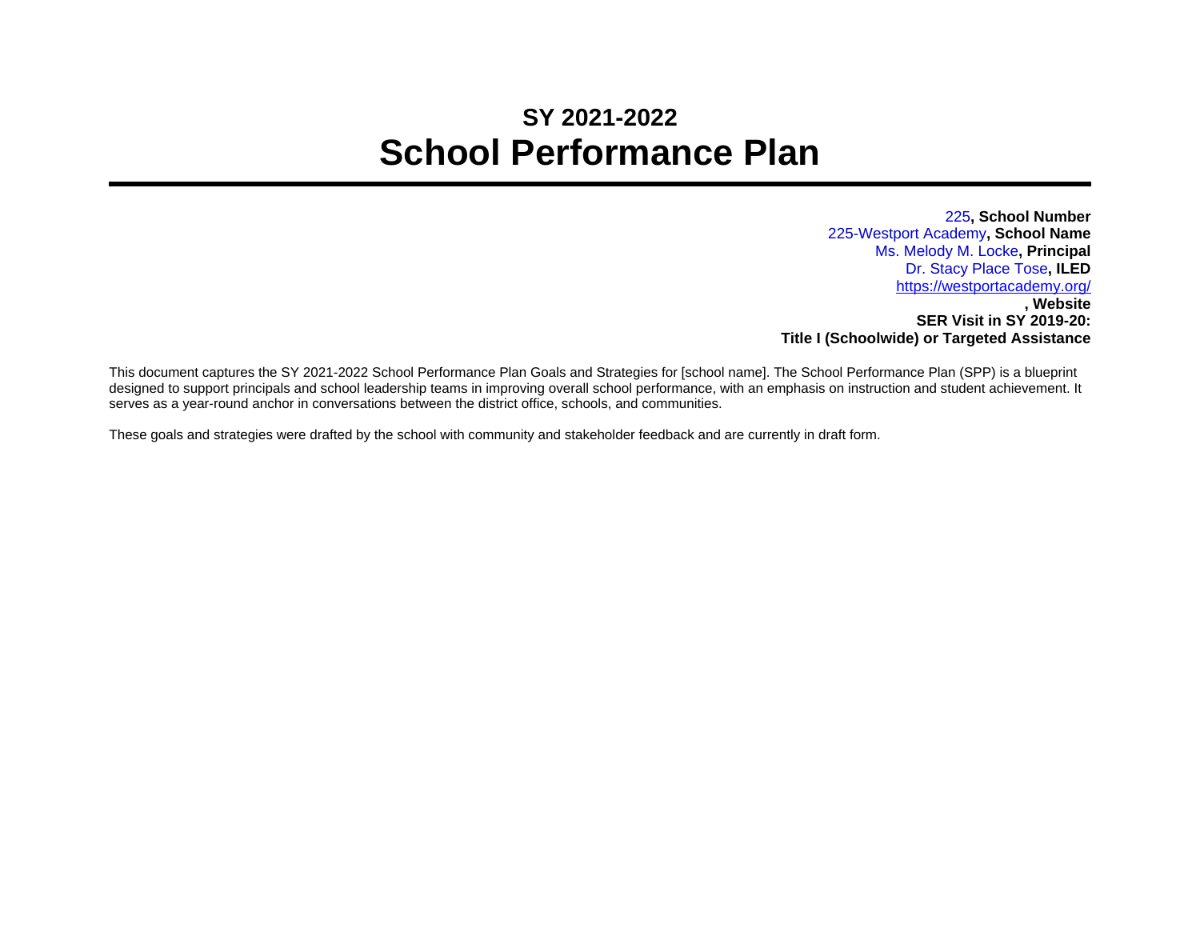# SY 2021-2022
# School Performance Plan

225**, School Number**
225-Westport Academy**, School Name**
Ms. Melody M. Locke**, Principal**
Dr. Stacy Place Tose**, ILED**
https://westportacademy.org/
**, Website**
**SER Visit in SY 2019-20:**
**Title I (Schoolwide) or Targeted Assistance**

This document captures the SY 2021-2022 School Performance Plan Goals and Strategies for [school name]. The School Performance Plan (SPP) is a blueprint designed to support principals and school leadership teams in improving overall school performance, with an emphasis on instruction and student achievement. It serves as a year-round anchor in conversations between the district office, schools, and communities.

These goals and strategies were drafted by the school with community and stakeholder feedback and are currently in draft form.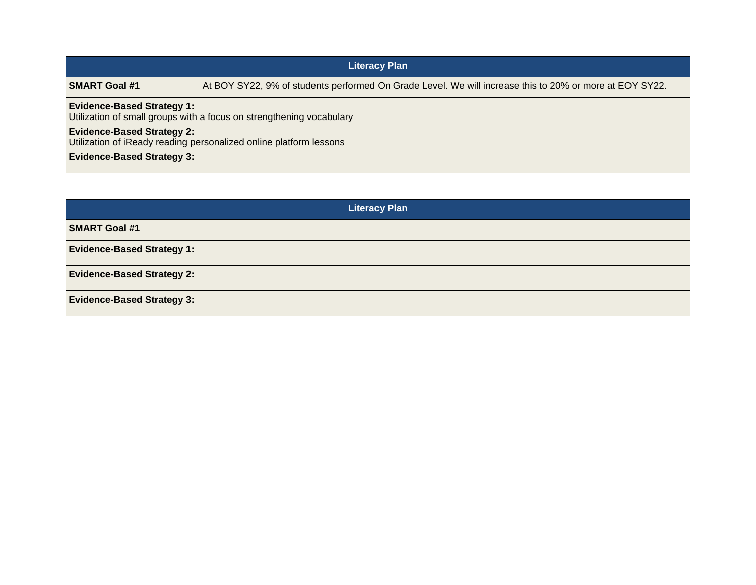| Literacy Plan | |
|---|---|
| **SMART Goal #1** | At BOY SY22, 9% of students performed On Grade Level. We will increase this to 20% or more at EOY SY22. |
| **Evidence-Based Strategy 1:** Utilization of small groups with a focus on strengthening vocabulary | |
| **Evidence-Based Strategy 2:** Utilization of iReady reading personalized online platform lessons | |
| **Evidence-Based Strategy 3:** | |

| Literacy Plan | |
|---|---|
| **SMART Goal #1** | |
| **Evidence-Based Strategy 1:** | |
| **Evidence-Based Strategy 2:** | |
| **Evidence-Based Strategy 3:** | |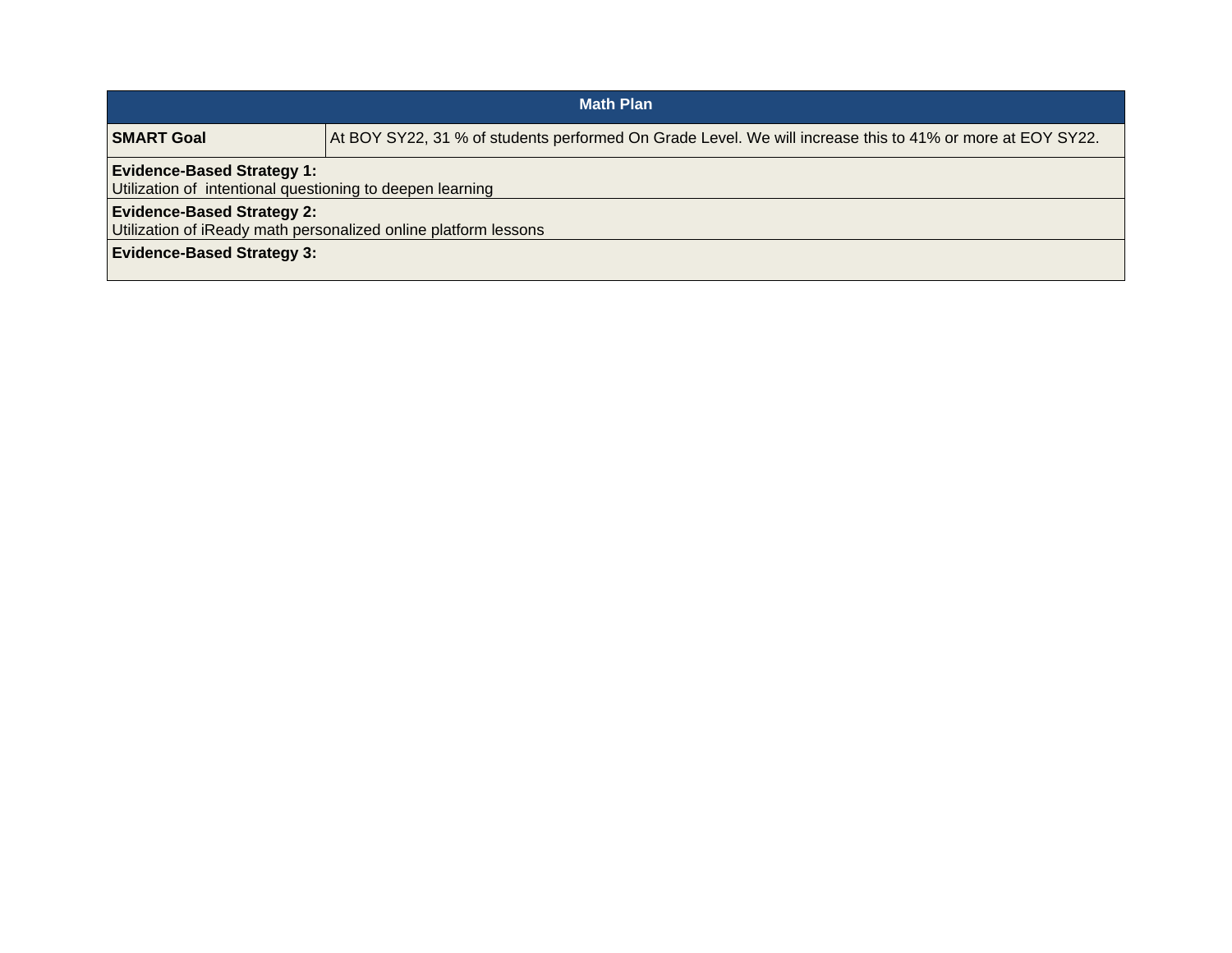| Math Plan | |
|---|---|
| **SMART Goal** | At BOY SY22, 31 % of students performed On Grade Level. We will increase this to 41% or more at EOY SY22. |
| **Evidence-Based Strategy 1:**<br>Utilization of  intentional questioning to deepen learning | |
| **Evidence-Based Strategy 2:**<br>Utilization of iReady math personalized online platform lessons | |
| **Evidence-Based Strategy 3:** | |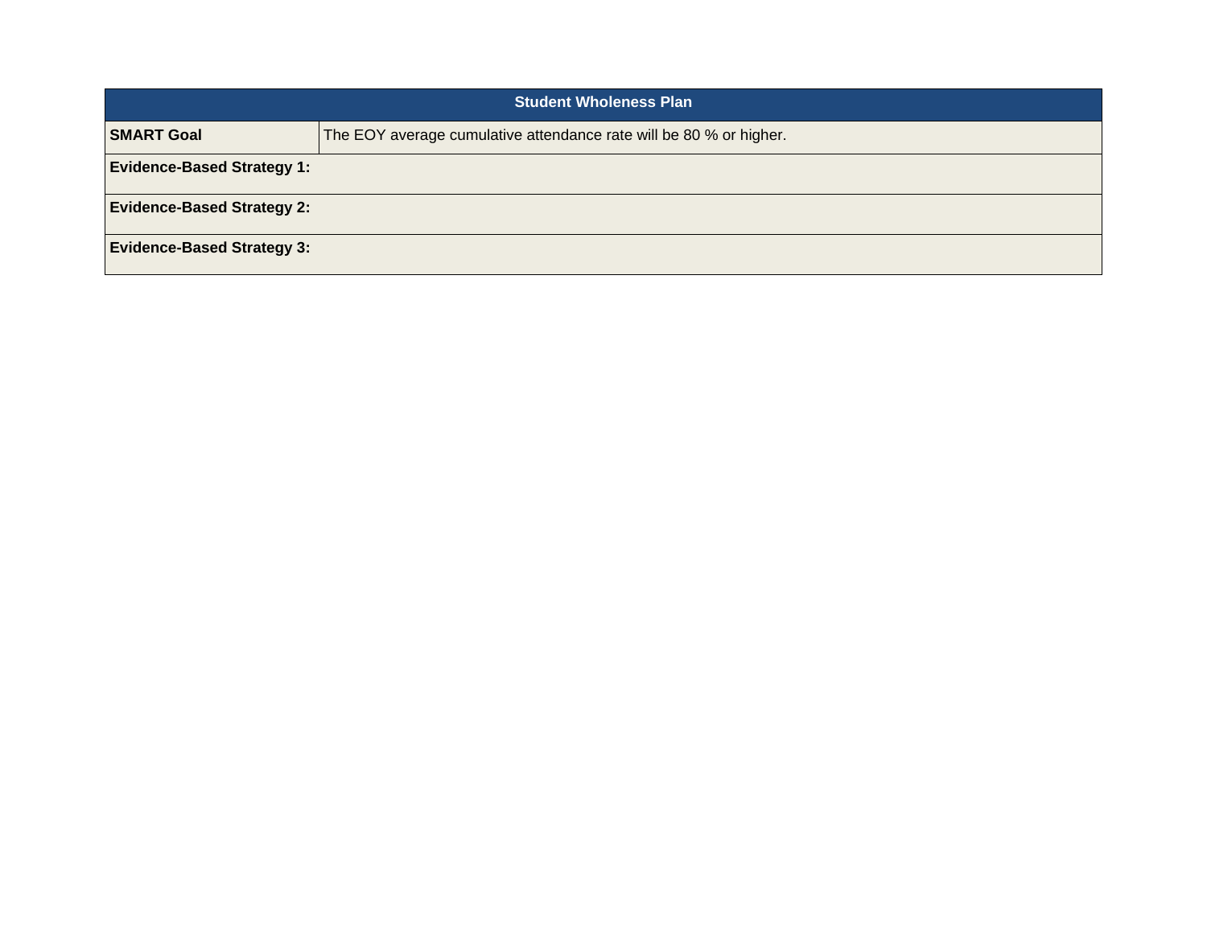| Student Wholeness Plan | |
|---|---|
| **SMART Goal** | The EOY average cumulative attendance rate will be 80 % or higher. |
| **Evidence-Based Strategy 1:** | |
| **Evidence-Based Strategy 2:** | |
| **Evidence-Based Strategy 3:** | |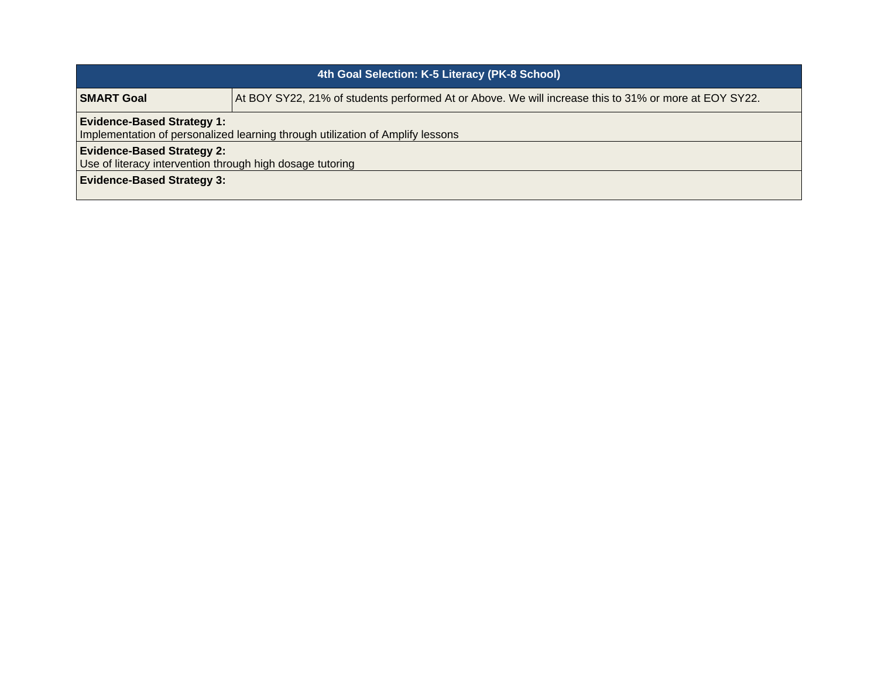| 4th Goal Selection: K-5 Literacy (PK-8 School) | |
|---|---|
| **SMART Goal** | At BOY SY22, 21% of students performed At or Above. We will increase this to 31% or more at EOY SY22. |
| **Evidence-Based Strategy 1:**<br>Implementation of personalized learning through utilization of Amplify lessons | |
| **Evidence-Based Strategy 2:**<br>Use of literacy intervention through high dosage tutoring | |
| **Evidence-Based Strategy 3:** | |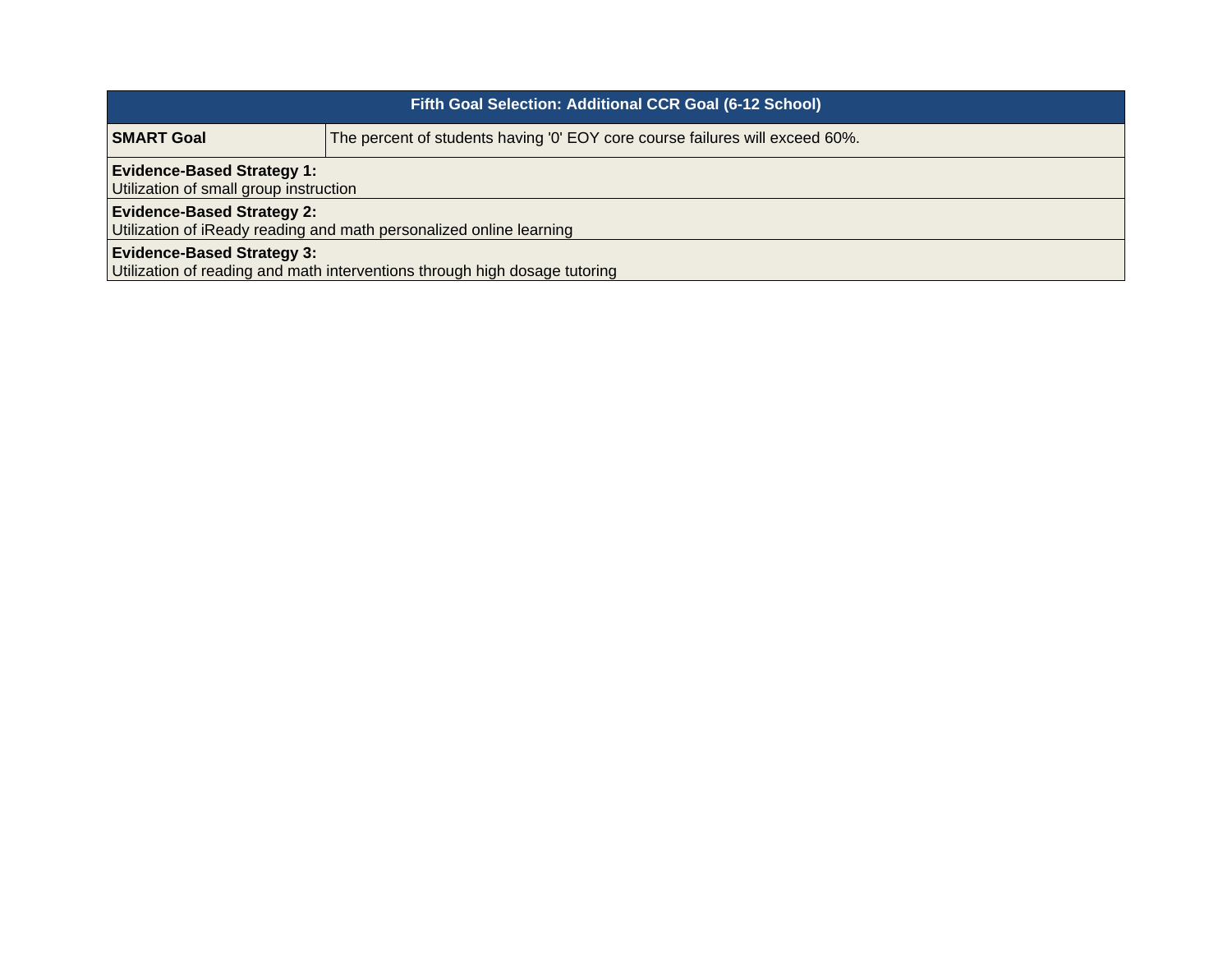| Fifth Goal Selection: Additional CCR Goal (6-12 School) | |
| --- | --- |
| **SMART Goal** | The percent of students having '0' EOY core course failures will exceed 60%. |
| **Evidence-Based Strategy 1:**<br>Utilization of small group instruction | |
| **Evidence-Based Strategy 2:**<br>Utilization of iReady reading and math personalized online learning | |
| **Evidence-Based Strategy 3:**<br>Utilization of reading and math interventions through high dosage tutoring | |